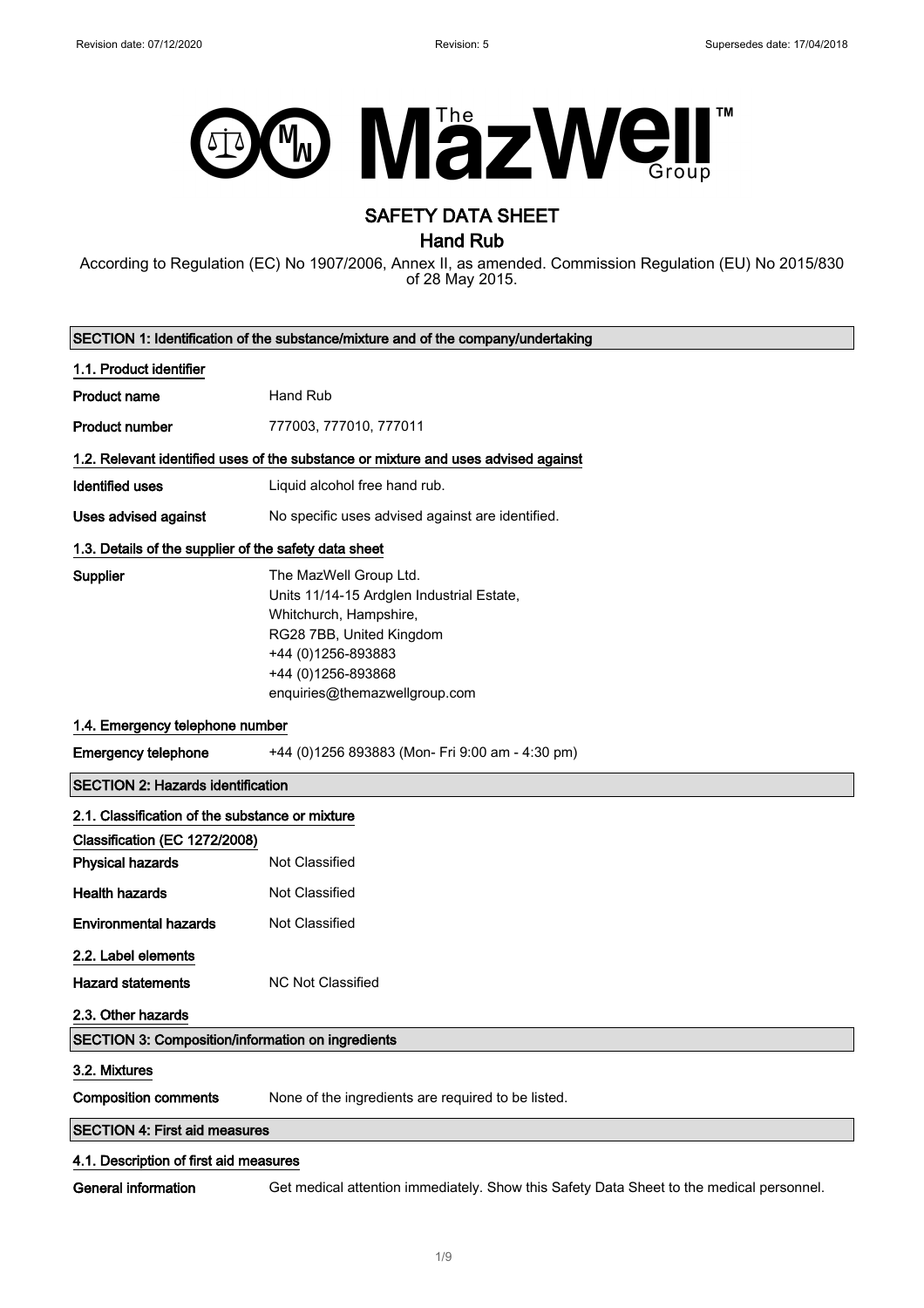Revision date: 07/12/2020 Revision: 5 Supersedes date: 17/04/2018

The MazWell™ Group

# SAFETY DATA SHEET

## Hand Rub

According to Regulation (EC) No 1907/2006, Annex II, as amended. Commission Regulation (EU) No 2015/830 of 28 May 2015.

### SECTION 1: Identification of the substance/mixture and of the company/undertaking

**1.1. Product identifier**

**Product name** Hand Rub

**Product number** 777003, 777010, 777011

**1.2. Relevant identified uses of the substance or mixture and uses advised against**

**Identified uses** Liquid alcohol free hand rub.

**Uses advised against** No specific uses advised against are identified.

**1.3. Details of the supplier of the safety data sheet**

**Supplier**
The MazWell Group Ltd.
Units 11/14-15 Ardglen Industrial Estate,
Whitchurch, Hampshire,
RG28 7BB, United Kingdom
+44 (0)1256-893883
+44 (0)1256-893868
enquiries@themazwellgroup.com

**1.4. Emergency telephone number**

**Emergency telephone** +44 (0)1256 893883 (Mon- Fri 9:00 am - 4:30 pm)

### SECTION 2: Hazards identification

**2.1. Classification of the substance or mixture**

**Classification (EC 1272/2008)**

**Physical hazards** Not Classified

**Health hazards** Not Classified

**Environmental hazards** Not Classified

**2.2. Label elements**

**Hazard statements** NC Not Classified

**2.3. Other hazards**

### SECTION 3: Composition/information on ingredients

**3.2. Mixtures**

**Composition comments** None of the ingredients are required to be listed.

### SECTION 4: First aid measures

**4.1. Description of first aid measures**

**General information** Get medical attention immediately. Show this Safety Data Sheet to the medical personnel.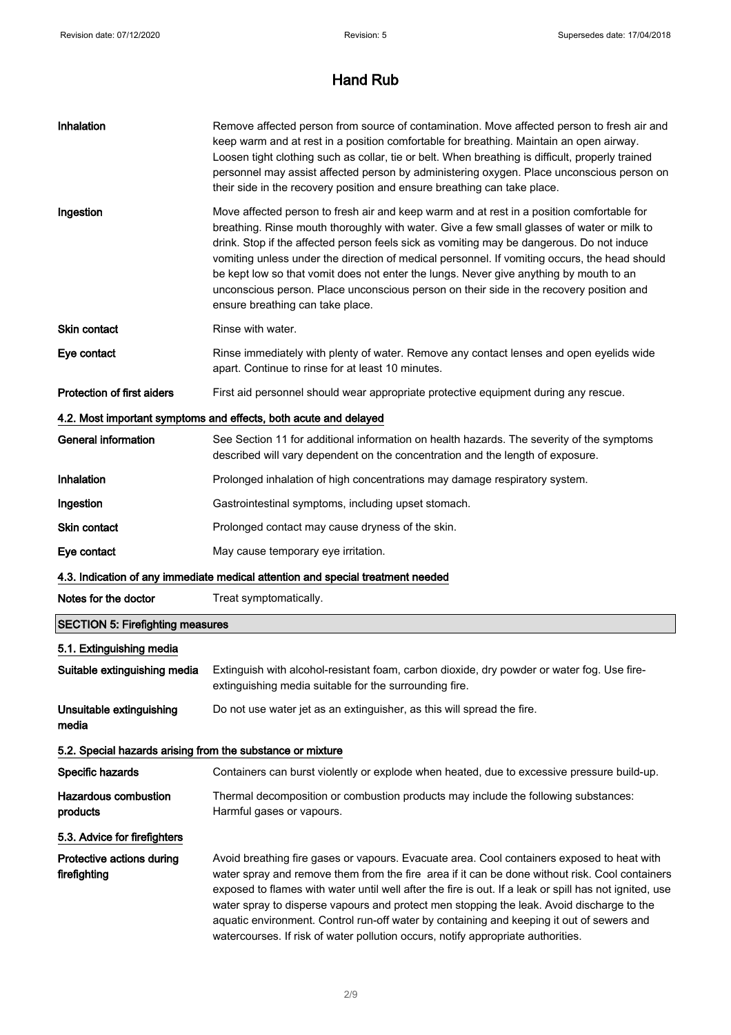# Hand Rub

| | |
|---|---|
| **Inhalation** | Remove affected person from source of contamination. Move affected person to fresh air and keep warm and at rest in a position comfortable for breathing. Maintain an open airway. Loosen tight clothing such as collar, tie or belt. When breathing is difficult, properly trained personnel may assist affected person by administering oxygen. Place unconscious person on their side in the recovery position and ensure breathing can take place. |
| **Ingestion** | Move affected person to fresh air and keep warm and at rest in a position comfortable for breathing. Rinse mouth thoroughly with water. Give a few small glasses of water or milk to drink. Stop if the affected person feels sick as vomiting may be dangerous. Do not induce vomiting unless under the direction of medical personnel. If vomiting occurs, the head should be kept low so that vomit does not enter the lungs. Never give anything by mouth to an unconscious person. Place unconscious person on their side in the recovery position and ensure breathing can take place. |
| **Skin contact** | Rinse with water. |
| **Eye contact** | Rinse immediately with plenty of water. Remove any contact lenses and open eyelids wide apart. Continue to rinse for at least 10 minutes. |
| **Protection of first aiders** | First aid personnel should wear appropriate protective equipment during any rescue. |

### 4.2. Most important symptoms and effects, both acute and delayed

| | |
|---|---|
| **General information** | See Section 11 for additional information on health hazards. The severity of the symptoms described will vary dependent on the concentration and the length of exposure. |
| **Inhalation** | Prolonged inhalation of high concentrations may damage respiratory system. |
| **Ingestion** | Gastrointestinal symptoms, including upset stomach. |
| **Skin contact** | Prolonged contact may cause dryness of the skin. |
| **Eye contact** | May cause temporary eye irritation. |

### 4.3. Indication of any immediate medical attention and special treatment needed

| | |
|---|---|
| **Notes for the doctor** | Treat symptomatically. |

## SECTION 5: Firefighting measures

### 5.1. Extinguishing media

| | |
|---|---|
| **Suitable extinguishing media** | Extinguish with alcohol-resistant foam, carbon dioxide, dry powder or water fog. Use fire-extinguishing media suitable for the surrounding fire. |
| **Unsuitable extinguishing media** | Do not use water jet as an extinguisher, as this will spread the fire. |

### 5.2. Special hazards arising from the substance or mixture

| | |
|---|---|
| **Specific hazards** | Containers can burst violently or explode when heated, due to excessive pressure build-up. |
| **Hazardous combustion products** | Thermal decomposition or combustion products may include the following substances: Harmful gases or vapours. |

### 5.3. Advice for firefighters

| | |
|---|---|
| **Protective actions during firefighting** | Avoid breathing fire gases or vapours. Evacuate area. Cool containers exposed to heat with water spray and remove them from the fire area if it can be done without risk. Cool containers exposed to flames with water until well after the fire is out. If a leak or spill has not ignited, use water spray to disperse vapours and protect men stopping the leak. Avoid discharge to the aquatic environment. Control run-off water by containing and keeping it out of sewers and watercourses. If risk of water pollution occurs, notify appropriate authorities. |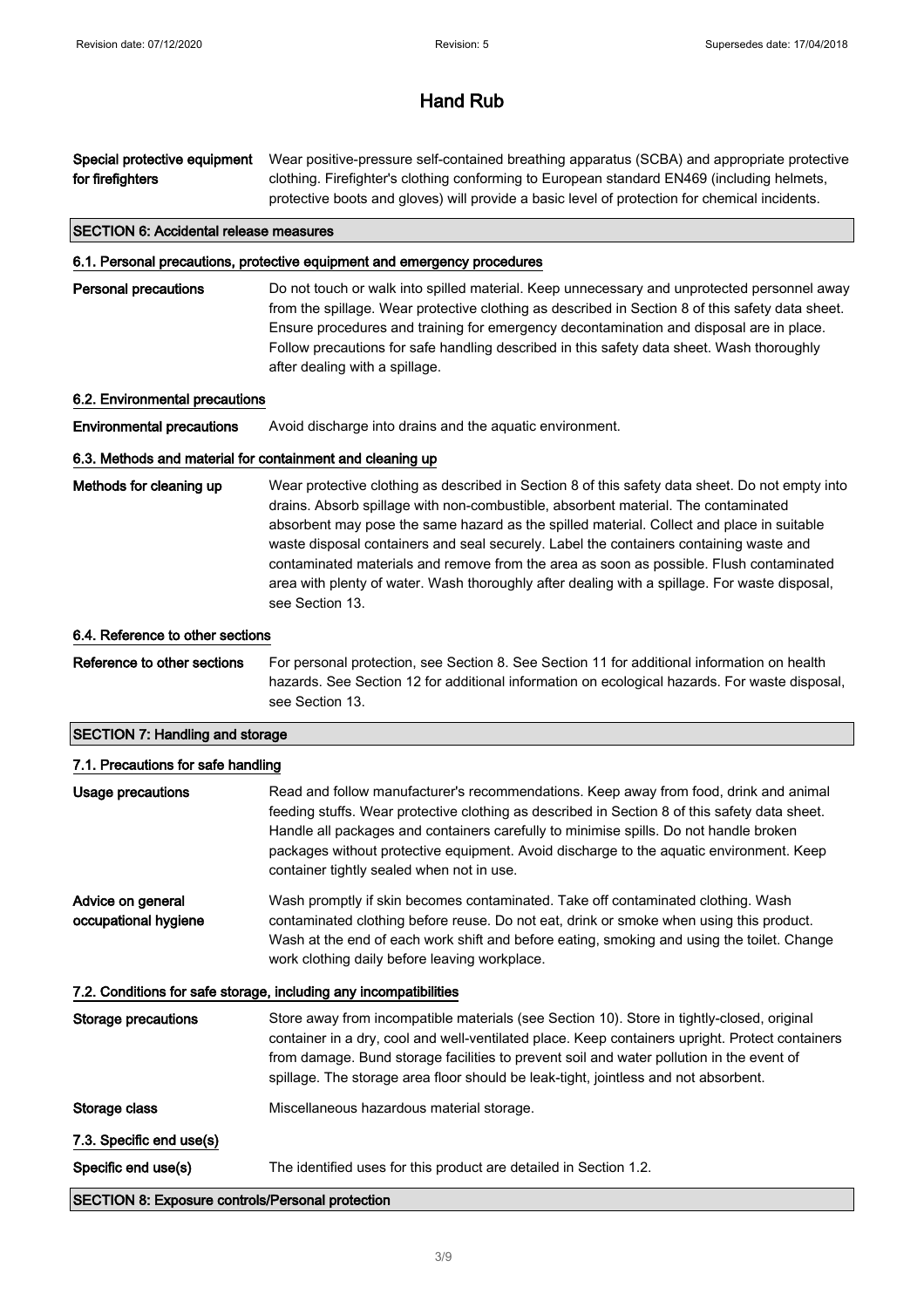# Hand Rub

**Special protective equipment for firefighters**
Wear positive-pressure self-contained breathing apparatus (SCBA) and appropriate protective clothing. Firefighter's clothing conforming to European standard EN469 (including helmets, protective boots and gloves) will provide a basic level of protection for chemical incidents.

## SECTION 6: Accidental release measures

### 6.1. Personal precautions, protective equipment and emergency procedures

**Personal precautions**
Do not touch or walk into spilled material. Keep unnecessary and unprotected personnel away from the spillage. Wear protective clothing as described in Section 8 of this safety data sheet. Ensure procedures and training for emergency decontamination and disposal are in place. Follow precautions for safe handling described in this safety data sheet. Wash thoroughly after dealing with a spillage.

### 6.2. Environmental precautions

**Environmental precautions**
Avoid discharge into drains and the aquatic environment.

### 6.3. Methods and material for containment and cleaning up

**Methods for cleaning up**
Wear protective clothing as described in Section 8 of this safety data sheet. Do not empty into drains. Absorb spillage with non-combustible, absorbent material. The contaminated absorbent may pose the same hazard as the spilled material. Collect and place in suitable waste disposal containers and seal securely. Label the containers containing waste and contaminated materials and remove from the area as soon as possible. Flush contaminated area with plenty of water. Wash thoroughly after dealing with a spillage. For waste disposal, see Section 13.

### 6.4. Reference to other sections

**Reference to other sections**
For personal protection, see Section 8. See Section 11 for additional information on health hazards. See Section 12 for additional information on ecological hazards. For waste disposal, see Section 13.

## SECTION 7: Handling and storage

### 7.1. Precautions for safe handling

**Usage precautions**
Read and follow manufacturer's recommendations. Keep away from food, drink and animal feeding stuffs. Wear protective clothing as described in Section 8 of this safety data sheet. Handle all packages and containers carefully to minimise spills. Do not handle broken packages without protective equipment. Avoid discharge to the aquatic environment. Keep container tightly sealed when not in use.

**Advice on general occupational hygiene**
Wash promptly if skin becomes contaminated. Take off contaminated clothing. Wash contaminated clothing before reuse. Do not eat, drink or smoke when using this product. Wash at the end of each work shift and before eating, smoking and using the toilet. Change work clothing daily before leaving workplace.

### 7.2. Conditions for safe storage, including any incompatibilities

**Storage precautions**
Store away from incompatible materials (see Section 10). Store in tightly-closed, original container in a dry, cool and well-ventilated place. Keep containers upright. Protect containers from damage. Bund storage facilities to prevent soil and water pollution in the event of spillage. The storage area floor should be leak-tight, jointless and not absorbent.

**Storage class**
Miscellaneous hazardous material storage.

### 7.3. Specific end use(s)

**Specific end use(s)**
The identified uses for this product are detailed in Section 1.2.

## SECTION 8: Exposure controls/Personal protection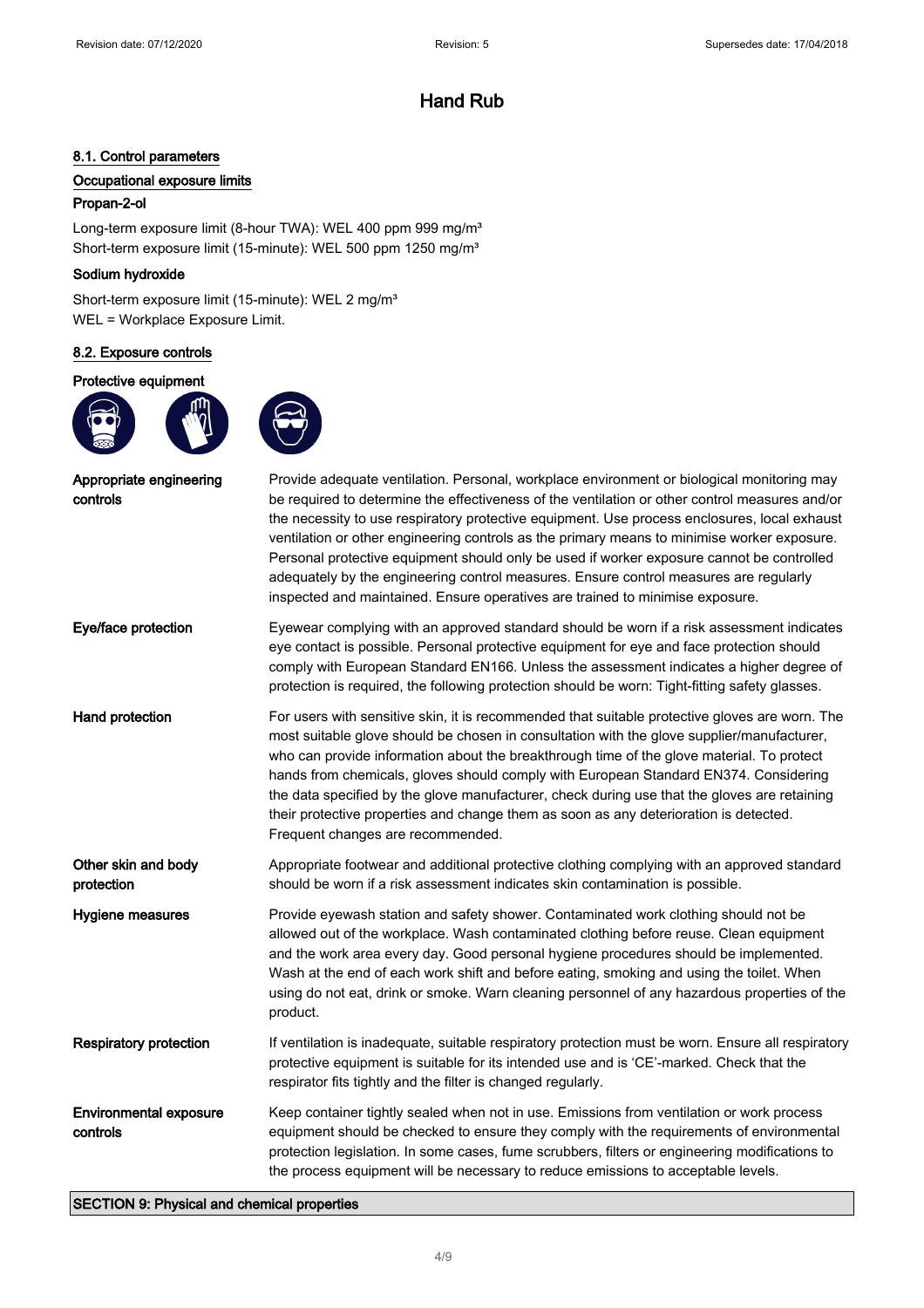# Hand Rub

## 8.1. Control parameters

### Occupational exposure limits

**Propan-2-ol**

Long-term exposure limit (8-hour TWA): WEL 400 ppm 999 mg/m³
Short-term exposure limit (15-minute): WEL 500 ppm 1250 mg/m³

**Sodium hydroxide**

Short-term exposure limit (15-minute): WEL 2 mg/m³
WEL = Workplace Exposure Limit.

## 8.2. Exposure controls

**Protective equipment**

| | |
|---|---|
| **Appropriate engineering controls** | Provide adequate ventilation. Personal, workplace environment or biological monitoring may be required to determine the effectiveness of the ventilation or other control measures and/or the necessity to use respiratory protective equipment. Use process enclosures, local exhaust ventilation or other engineering controls as the primary means to minimise worker exposure. Personal protective equipment should only be used if worker exposure cannot be controlled adequately by the engineering control measures. Ensure control measures are regularly inspected and maintained. Ensure operatives are trained to minimise exposure. |
| **Eye/face protection** | Eyewear complying with an approved standard should be worn if a risk assessment indicates eye contact is possible. Personal protective equipment for eye and face protection should comply with European Standard EN166. Unless the assessment indicates a higher degree of protection is required, the following protection should be worn: Tight-fitting safety glasses. |
| **Hand protection** | For users with sensitive skin, it is recommended that suitable protective gloves are worn. The most suitable glove should be chosen in consultation with the glove supplier/manufacturer, who can provide information about the breakthrough time of the glove material. To protect hands from chemicals, gloves should comply with European Standard EN374. Considering the data specified by the glove manufacturer, check during use that the gloves are retaining their protective properties and change them as soon as any deterioration is detected. Frequent changes are recommended. |
| **Other skin and body protection** | Appropriate footwear and additional protective clothing complying with an approved standard should be worn if a risk assessment indicates skin contamination is possible. |
| **Hygiene measures** | Provide eyewash station and safety shower. Contaminated work clothing should not be allowed out of the workplace. Wash contaminated clothing before reuse. Clean equipment and the work area every day. Good personal hygiene procedures should be implemented. Wash at the end of each work shift and before eating, smoking and using the toilet. When using do not eat, drink or smoke. Warn cleaning personnel of any hazardous properties of the product. |
| **Respiratory protection** | If ventilation is inadequate, suitable respiratory protection must be worn. Ensure all respiratory protective equipment is suitable for its intended use and is 'CE'-marked. Check that the respirator fits tightly and the filter is changed regularly. |
| **Environmental exposure controls** | Keep container tightly sealed when not in use. Emissions from ventilation or work process equipment should be checked to ensure they comply with the requirements of environmental protection legislation. In some cases, fume scrubbers, filters or engineering modifications to the process equipment will be necessary to reduce emissions to acceptable levels. |

## SECTION 9: Physical and chemical properties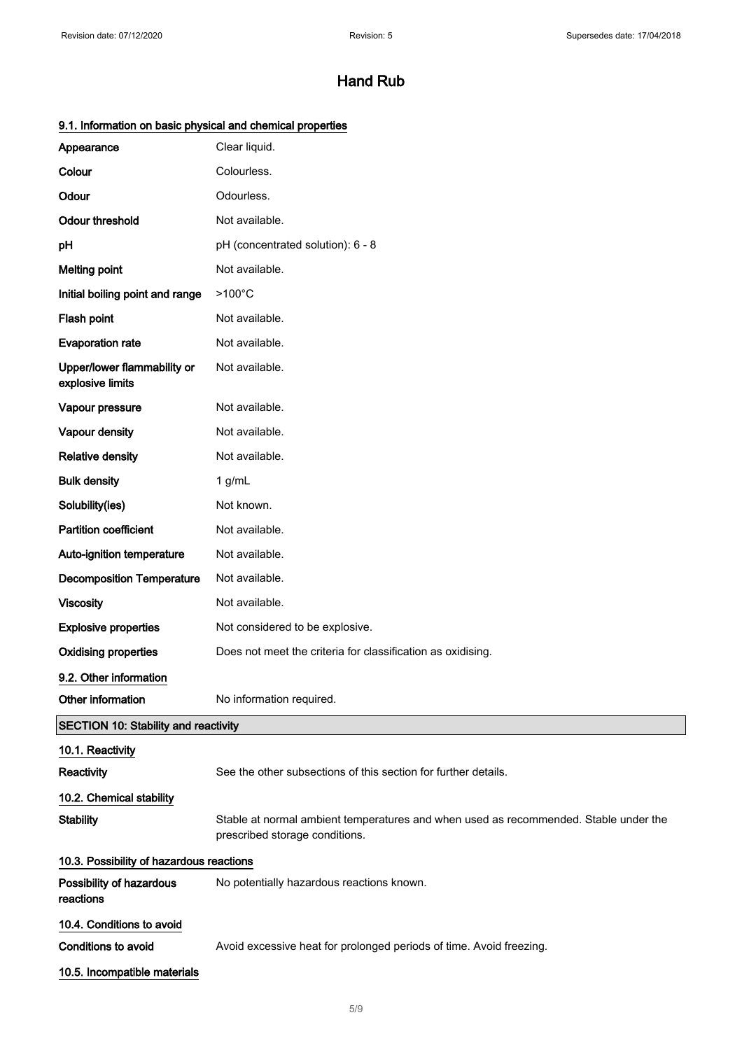# Hand Rub

### 9.1. Information on basic physical and chemical properties

| | |
|---|---|
| **Appearance** | Clear liquid. |
| **Colour** | Colourless. |
| **Odour** | Odourless. |
| **Odour threshold** | Not available. |
| **pH** | pH (concentrated solution): 6 - 8 |
| **Melting point** | Not available. |
| **Initial boiling point and range** | >100°C |
| **Flash point** | Not available. |
| **Evaporation rate** | Not available. |
| **Upper/lower flammability or explosive limits** | Not available. |
| **Vapour pressure** | Not available. |
| **Vapour density** | Not available. |
| **Relative density** | Not available. |
| **Bulk density** | 1 g/mL |
| **Solubility(ies)** | Not known. |
| **Partition coefficient** | Not available. |
| **Auto-ignition temperature** | Not available. |
| **Decomposition Temperature** | Not available. |
| **Viscosity** | Not available. |
| **Explosive properties** | Not considered to be explosive. |
| **Oxidising properties** | Does not meet the criteria for classification as oxidising. |

### 9.2. Other information

| | |
|---|---|
| **Other information** | No information required. |

## SECTION 10: Stability and reactivity

### 10.1. Reactivity

| | |
|---|---|
| **Reactivity** | See the other subsections of this section for further details. |

### 10.2. Chemical stability

| | |
|---|---|
| **Stability** | Stable at normal ambient temperatures and when used as recommended. Stable under the prescribed storage conditions. |

### 10.3. Possibility of hazardous reactions

| | |
|---|---|
| **Possibility of hazardous reactions** | No potentially hazardous reactions known. |

### 10.4. Conditions to avoid

| | |
|---|---|
| **Conditions to avoid** | Avoid excessive heat for prolonged periods of time. Avoid freezing. |

### 10.5. Incompatible materials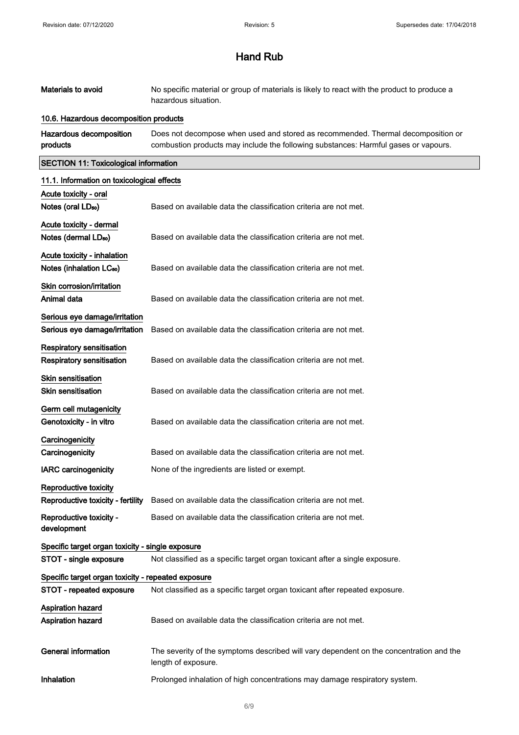# Hand Rub

| | |
|---|---|
| **Materials to avoid** | No specific material or group of materials is likely to react with the product to produce a hazardous situation. |

### 10.6. Hazardous decomposition products

| | |
|---|---|
| **Hazardous decomposition products** | Does not decompose when used and stored as recommended. Thermal decomposition or combustion products may include the following substances: Harmful gases or vapours. |

## SECTION 11: Toxicological information

### 11.1. Information on toxicological effects

**Acute toxicity - oral**

| | |
|---|---|
| **Notes (oral $LD_{50}$)** | Based on available data the classification criteria are not met. |

**Acute toxicity - dermal**

| | |
|---|---|
| **Notes (dermal $LD_{50}$)** | Based on available data the classification criteria are not met. |

**Acute toxicity - inhalation**

| | |
|---|---|
| **Notes (inhalation $LC_{50}$)** | Based on available data the classification criteria are not met. |

**Skin corrosion/irritation**

| | |
|---|---|
| **Animal data** | Based on available data the classification criteria are not met. |

**Serious eye damage/irritation**

| | |
|---|---|
| **Serious eye damage/irritation** | Based on available data the classification criteria are not met. |

**Respiratory sensitisation**

| | |
|---|---|
| **Respiratory sensitisation** | Based on available data the classification criteria are not met. |

**Skin sensitisation**

| | |
|---|---|
| **Skin sensitisation** | Based on available data the classification criteria are not met. |

**Germ cell mutagenicity**

| | |
|---|---|
| **Genotoxicity - in vitro** | Based on available data the classification criteria are not met. |

**Carcinogenicity**

| | |
|---|---|
| **Carcinogenicity** | Based on available data the classification criteria are not met. |
| **IARC carcinogenicity** | None of the ingredients are listed or exempt. |

**Reproductive toxicity**

| | |
|---|---|
| **Reproductive toxicity - fertility** | Based on available data the classification criteria are not met. |
| **Reproductive toxicity - development** | Based on available data the classification criteria are not met. |

**Specific target organ toxicity - single exposure**

| | |
|---|---|
| **STOT - single exposure** | Not classified as a specific target organ toxicant after a single exposure. |

**Specific target organ toxicity - repeated exposure**

| | |
|---|---|
| **STOT - repeated exposure** | Not classified as a specific target organ toxicant after repeated exposure. |

**Aspiration hazard**

| | |
|---|---|
| **Aspiration hazard** | Based on available data the classification criteria are not met. |

| | |
|---|---|
| **General information** | The severity of the symptoms described will vary dependent on the concentration and the length of exposure. |
| **Inhalation** | Prolonged inhalation of high concentrations may damage respiratory system. |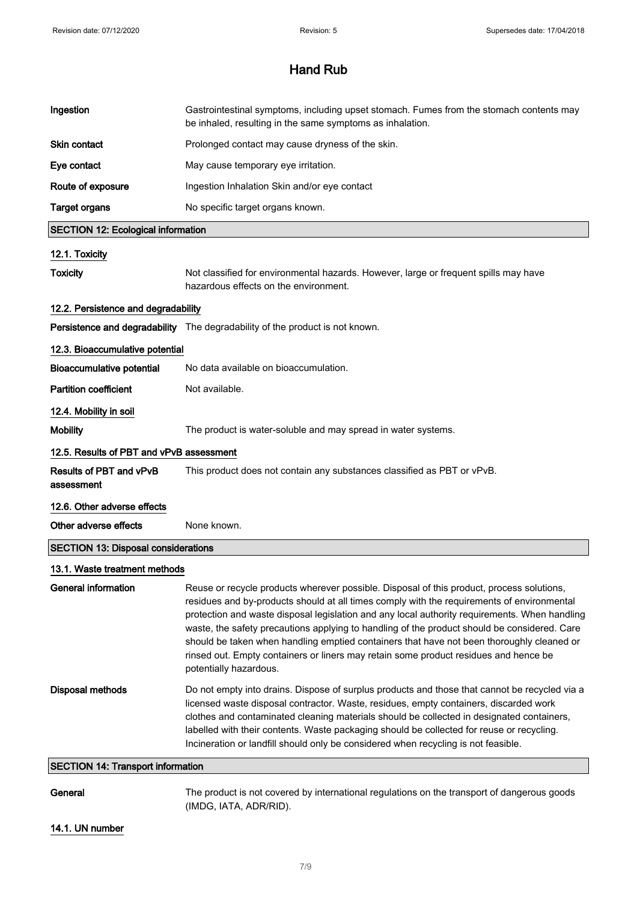| | |
|---|---|
| **Ingestion** | Gastrointestinal symptoms, including upset stomach. Fumes from the stomach contents may be inhaled, resulting in the same symptoms as inhalation. |
| **Skin contact** | Prolonged contact may cause dryness of the skin. |
| **Eye contact** | May cause temporary eye irritation. |
| **Route of exposure** | Ingestion Inhalation Skin and/or eye contact |
| **Target organs** | No specific target organs known. |

## SECTION 12: Ecological information

### 12.1. Toxicity

| | |
|---|---|
| **Toxicity** | Not classified for environmental hazards. However, large or frequent spills may have hazardous effects on the environment. |

### 12.2. Persistence and degradability

| | |
|---|---|
| **Persistence and degradability** | The degradability of the product is not known. |

### 12.3. Bioaccumulative potential

| | |
|---|---|
| **Bioaccumulative potential** | No data available on bioaccumulation. |
| **Partition coefficient** | Not available. |

### 12.4. Mobility in soil

| | |
|---|---|
| **Mobility** | The product is water-soluble and may spread in water systems. |

### 12.5. Results of PBT and vPvB assessment

| | |
|---|---|
| **Results of PBT and vPvB assessment** | This product does not contain any substances classified as PBT or vPvB. |

### 12.6. Other adverse effects

| | |
|---|---|
| **Other adverse effects** | None known. |

## SECTION 13: Disposal considerations

### 13.1. Waste treatment methods

| | |
|---|---|
| **General information** | Reuse or recycle products wherever possible. Disposal of this product, process solutions, residues and by-products should at all times comply with the requirements of environmental protection and waste disposal legislation and any local authority requirements. When handling waste, the safety precautions applying to handling of the product should be considered. Care should be taken when handling emptied containers that have not been thoroughly cleaned or rinsed out. Empty containers or liners may retain some product residues and hence be potentially hazardous. |
| **Disposal methods** | Do not empty into drains. Dispose of surplus products and those that cannot be recycled via a licensed waste disposal contractor. Waste, residues, empty containers, discarded work clothes and contaminated cleaning materials should be collected in designated containers, labelled with their contents. Waste packaging should be collected for reuse or recycling. Incineration or landfill should only be considered when recycling is not feasible. |

## SECTION 14: Transport information

| | |
|---|---|
| **General** | The product is not covered by international regulations on the transport of dangerous goods (IMDG, IATA, ADR/RID). |

### 14.1. UN number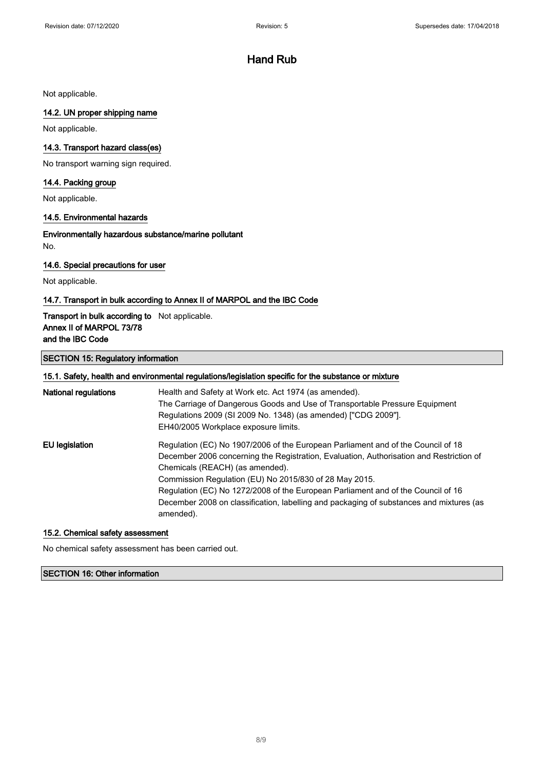Not applicable.

### 14.2. UN proper shipping name

Not applicable.

### 14.3. Transport hazard class(es)

No transport warning sign required.

### 14.4. Packing group

Not applicable.

### 14.5. Environmental hazards

**Environmentally hazardous substance/marine pollutant**

No.

### 14.6. Special precautions for user

Not applicable.

### 14.7. Transport in bulk according to Annex II of MARPOL and the IBC Code

| | |
|---|---|
| **Transport in bulk according to Annex II of MARPOL 73/78 and the IBC Code** | Not applicable. |

## SECTION 15: Regulatory information

### 15.1. Safety, health and environmental regulations/legislation specific for the substance or mixture

| | |
|---|---|
| **National regulations** | Health and Safety at Work etc. Act 1974 (as amended).<br>The Carriage of Dangerous Goods and Use of Transportable Pressure Equipment Regulations 2009 (SI 2009 No. 1348) (as amended) ["CDG 2009"].<br>EH40/2005 Workplace exposure limits. |
| **EU legislation** | Regulation (EC) No 1907/2006 of the European Parliament and of the Council of 18 December 2006 concerning the Registration, Evaluation, Authorisation and Restriction of Chemicals (REACH) (as amended).<br>Commission Regulation (EU) No 2015/830 of 28 May 2015.<br>Regulation (EC) No 1272/2008 of the European Parliament and of the Council of 16 December 2008 on classification, labelling and packaging of substances and mixtures (as amended). |

### 15.2. Chemical safety assessment

No chemical safety assessment has been carried out.

## SECTION 16: Other information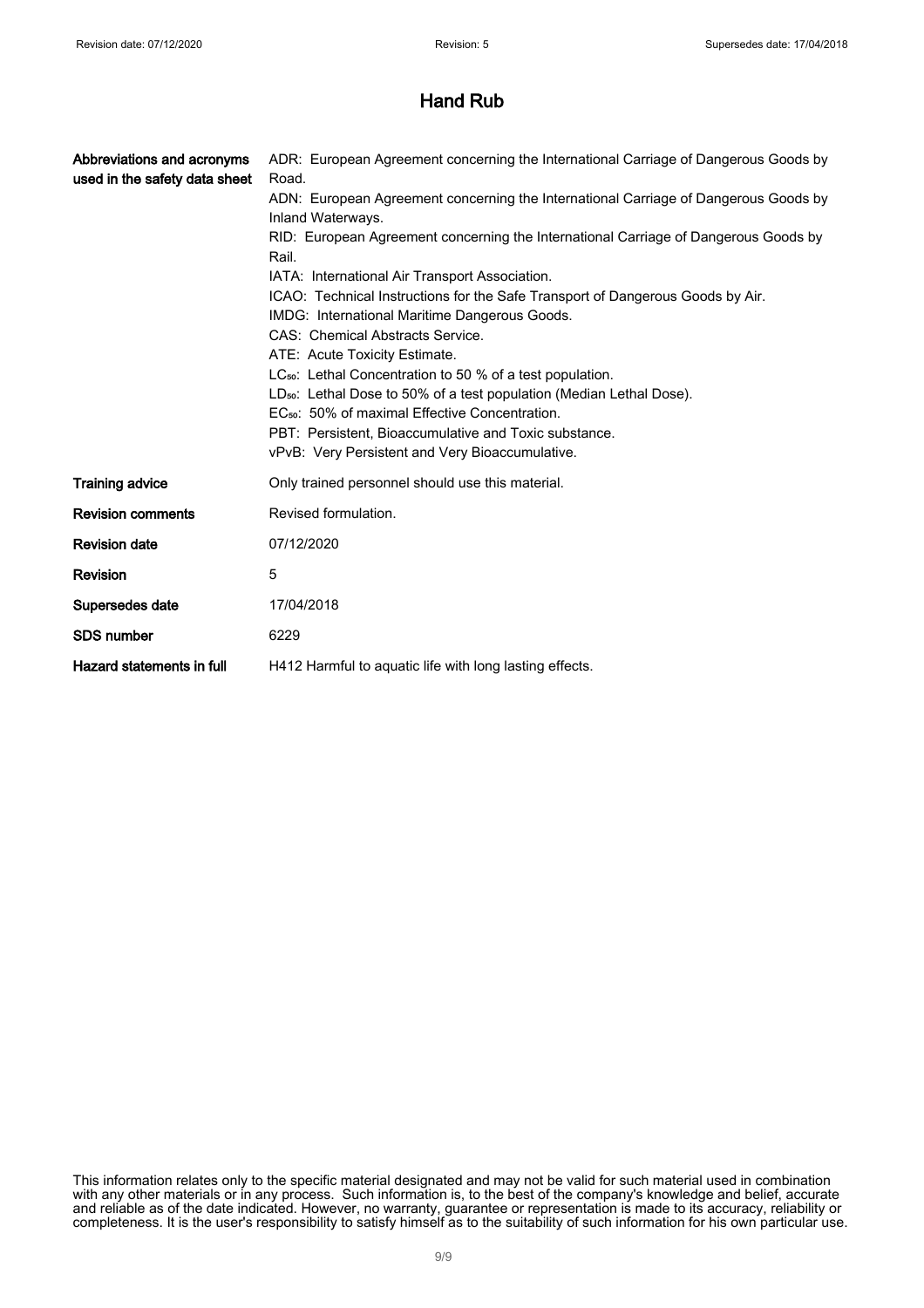# Hand Rub

| | |
|---|---|
| **Abbreviations and acronyms used in the safety data sheet** | ADR: European Agreement concerning the International Carriage of Dangerous Goods by Road.<br>ADN: European Agreement concerning the International Carriage of Dangerous Goods by Inland Waterways.<br>RID: European Agreement concerning the International Carriage of Dangerous Goods by Rail.<br>IATA: International Air Transport Association.<br>ICAO: Technical Instructions for the Safe Transport of Dangerous Goods by Air.<br>IMDG: International Maritime Dangerous Goods.<br>CAS: Chemical Abstracts Service.<br>ATE: Acute Toxicity Estimate.<br>$LC_{50}$: Lethal Concentration to 50 % of a test population.<br>$LD_{50}$: Lethal Dose to 50% of a test population (Median Lethal Dose).<br>$EC_{50}$: 50% of maximal Effective Concentration.<br>PBT: Persistent, Bioaccumulative and Toxic substance.<br>vPvB: Very Persistent and Very Bioaccumulative. |
| **Training advice** | Only trained personnel should use this material. |
| **Revision comments** | Revised formulation. |
| **Revision date** | 07/12/2020 |
| **Revision** | 5 |
| **Supersedes date** | 17/04/2018 |
| **SDS number** | 6229 |
| **Hazard statements in full** | H412 Harmful to aquatic life with long lasting effects. |

This information relates only to the specific material designated and may not be valid for such material used in combination with any other materials or in any process. Such information is, to the best of the company's knowledge and belief, accurate and reliable as of the date indicated. However, no warranty, guarantee or representation is made to its accuracy, reliability or completeness. It is the user's responsibility to satisfy himself as to the suitability of such information for his own particular use.